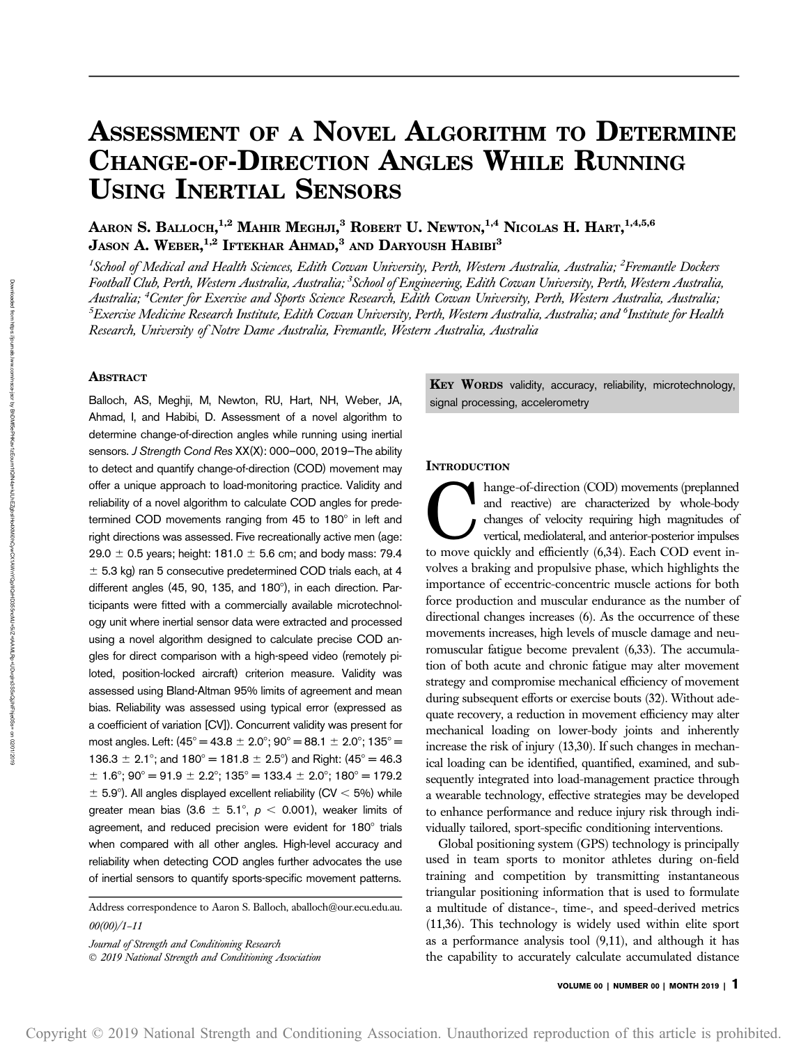# Assessment of a Novel Algorithm to Determine Change-of-Direction Angles While Running Using Inertial Sensors

Aaron S. Balloch,[1,2] Mahir Meghji,[3] Robert U. Newton,[1,4] Nicolas H. Hart,[1,4,5,6] Jason A. Weber,[1,2] Iftekhar Ahmad,[3] and Daryoush Habibi[3]

[1]*School of Medical and Health Sciences, Edith Cowan University, Perth, Western Australia, Australia;* [2]*Fremantle Dockers Football Club, Perth, Western Australia, Australia;* [3]*School of Engineering, Edith Cowan University, Perth, Western Australia, Australia;* [4]*Center for Exercise and Sports Science Research, Edith Cowan University, Perth, Western Australia, Australia;* [5]*Exercise Medicine Research Institute, Edith Cowan University, Perth, Western Australia, Australia; and* [6]*Institute for Health Research, University of Notre Dame Australia, Fremantle, Western Australia, Australia*

## Abstract

Balloch, AS, Meghji, M, Newton, RU, Hart, NH, Weber, JA, Ahmad, I, and Habibi, D. Assessment of a novel algorithm to determine change-of-direction angles while running using inertial sensors. *J Strength Cond Res* XX(X): 000–000, 2019—The ability to detect and quantify change-of-direction (COD) movement may offer a unique approach to load-monitoring practice. Validity and reliability of a novel algorithm to calculate COD angles for predetermined COD movements ranging from 45 to 180° in left and right directions was assessed. Five recreationally active men (age: 29.0 ± 0.5 years; height: 181.0 ± 5.6 cm; and body mass: 79.4 ± 5.3 kg) ran 5 consecutive predetermined COD trials each, at 4 different angles (45, 90, 135, and 180°), in each direction. Participants were fitted with a commercially available microtechnology unit where inertial sensor data were extracted and processed using a novel algorithm designed to calculate precise COD angles for direct comparison with a high-speed video (remotely piloted, position-locked aircraft) criterion measure. Validity was assessed using Bland-Altman 95% limits of agreement and mean bias. Reliability was assessed using typical error (expressed as a coefficient of variation [CV]). Concurrent validity was present for most angles. Left: (45° = 43.8 ± 2.0°; 90° = 88.1 ± 2.0°; 135° = 136.3 ± 2.1°; and 180° = 181.8 ± 2.5°) and Right: (45° = 46.3 ± 1.6°; 90° = 91.9 ± 2.2°; 135° = 133.4 ± 2.0°; 180° = 179.2 ± 5.9°). All angles displayed excellent reliability (CV < 5%) while greater mean bias (3.6 ± 5.1°, $p < 0.001$), weaker limits of agreement, and reduced precision were evident for 180° trials when compared with all other angles. High-level accuracy and reliability when detecting COD angles further advocates the use of inertial sensors to quantify sports-specific movement patterns.

**Key Words** validity, accuracy, reliability, microtechnology, signal processing, accelerometry

Address correspondence to Aaron S. Balloch, aballoch@our.ecu.edu.au.

00(00)/1–11

*Journal of Strength and Conditioning Research*
© 2019 National Strength and Conditioning Association

## Introduction

Change-of-direction (COD) movements (preplanned and reactive) are characterized by whole-body changes of velocity requiring high magnitudes of vertical, mediolateral, and anterior-posterior impulses to move quickly and efficiently (6,34). Each COD event involves a braking and propulsive phase, which highlights the importance of eccentric-concentric muscle actions for both force production and muscular endurance as the number of directional changes increases (6). As the occurrence of these movements increases, high levels of muscle damage and neuromuscular fatigue become prevalent (6,33). The accumulation of both acute and chronic fatigue may alter movement strategy and compromise mechanical efficiency of movement during subsequent efforts or exercise bouts (32). Without adequate recovery, a reduction in movement efficiency may alter mechanical loading on lower-body joints and inherently increase the risk of injury (13,30). If such changes in mechanical loading can be identified, quantified, examined, and subsequently integrated into load-management practice through a wearable technology, effective strategies may be developed to enhance performance and reduce injury risk through individually tailored, sport-specific conditioning interventions.

Global positioning system (GPS) technology is principally used in team sports to monitor athletes during on-field training and competition by transmitting instantaneous triangular positioning information that is used to formulate a multitude of distance-, time-, and speed-derived metrics (11,36). This technology is widely used within elite sport as a performance analysis tool (9,11), and although it has the capability to accurately calculate accumulated distance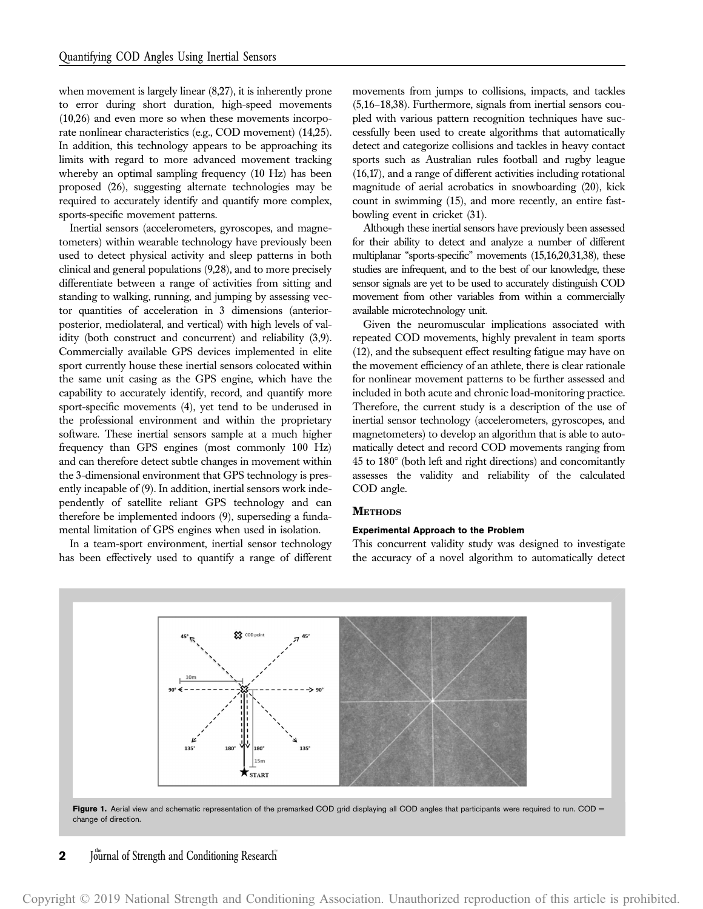when movement is largely linear (8,27), it is inherently prone to error during short duration, high-speed movements (10,26) and even more so when these movements incorporate nonlinear characteristics (e.g., COD movement) (14,25). In addition, this technology appears to be approaching its limits with regard to more advanced movement tracking whereby an optimal sampling frequency (10 Hz) has been proposed (26), suggesting alternate technologies may be required to accurately identify and quantify more complex, sports-specific movement patterns.

Inertial sensors (accelerometers, gyroscopes, and magnetometers) within wearable technology have previously been used to detect physical activity and sleep patterns in both clinical and general populations (9,28), and to more precisely differentiate between a range of activities from sitting and standing to walking, running, and jumping by assessing vector quantities of acceleration in 3 dimensions (anterior-posterior, mediolateral, and vertical) with high levels of validity (both construct and concurrent) and reliability (3,9). Commercially available GPS devices implemented in elite sport currently house these inertial sensors colocated within the same unit casing as the GPS engine, which have the capability to accurately identify, record, and quantify more sport-specific movements (4), yet tend to be underused in the professional environment and within the proprietary software. These inertial sensors sample at a much higher frequency than GPS engines (most commonly 100 Hz) and can therefore detect subtle changes in movement within the 3-dimensional environment that GPS technology is presently incapable of (9). In addition, inertial sensors work independently of satellite reliant GPS technology and can therefore be implemented indoors (9), superseding a fundamental limitation of GPS engines when used in isolation.

In a team-sport environment, inertial sensor technology has been effectively used to quantify a range of different movements from jumps to collisions, impacts, and tackles (5,16–18,38). Furthermore, signals from inertial sensors coupled with various pattern recognition techniques have successfully been used to create algorithms that automatically detect and categorize collisions and tackles in heavy contact sports such as Australian rules football and rugby league (16,17), and a range of different activities including rotational magnitude of aerial acrobatics in snowboarding (20), kick count in swimming (15), and more recently, an entire fast-bowling event in cricket (31).

Although these inertial sensors have previously been assessed for their ability to detect and analyze a number of different multiplanar "sports-specific" movements (15,16,20,31,38), these studies are infrequent, and to the best of our knowledge, these sensor signals are yet to be used to accurately distinguish COD movement from other variables from within a commercially available microtechnology unit.

Given the neuromuscular implications associated with repeated COD movements, highly prevalent in team sports (12), and the subsequent effect resulting fatigue may have on the movement efficiency of an athlete, there is clear rationale for nonlinear movement patterns to be further assessed and included in both acute and chronic load-monitoring practice. Therefore, the current study is a description of the use of inertial sensor technology (accelerometers, gyroscopes, and magnetometers) to develop an algorithm that is able to automatically detect and record COD movements ranging from 45 to 180° (both left and right directions) and concomitantly assesses the validity and reliability of the calculated COD angle.

## Methods

### Experimental Approach to the Problem

This concurrent validity study was designed to investigate the accuracy of a novel algorithm to automatically detect

**Figure 1.** Aerial view and schematic representation of the premarked COD grid displaying all COD angles that participants were required to run. COD = change of direction.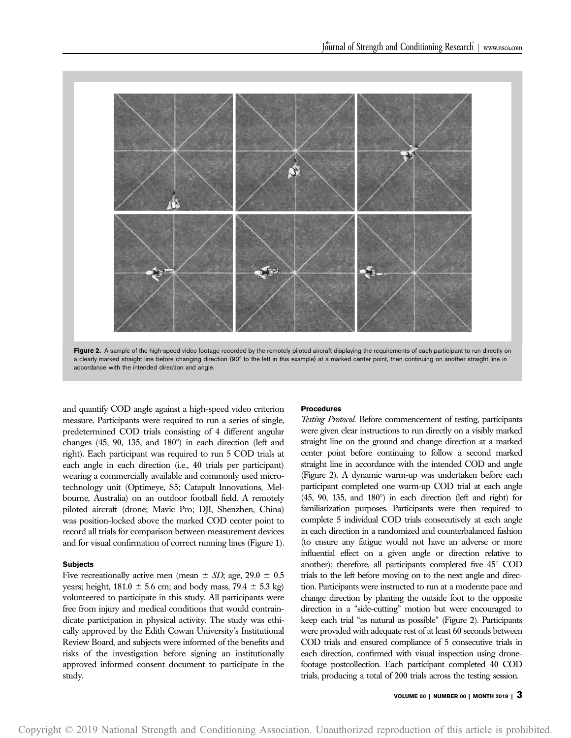**Figure 2.** A sample of the high-speed video footage recorded by the remotely piloted aircraft displaying the requirements of each participant to run directly on a clearly marked straight line before changing direction (90° to the left in this example) at a marked center point, then continuing on another straight line in accordance with the intended direction and angle.

and quantify COD angle against a high-speed video criterion measure. Participants were required to run a series of single, predetermined COD trials consisting of 4 different angular changes (45, 90, 135, and 180°) in each direction (left and right). Each participant was required to run 5 COD trials at each angle in each direction (i.e., 40 trials per participant) wearing a commercially available and commonly used microtechnology unit (Optimeye, S5; Catapult Innovations, Melbourne, Australia) on an outdoor football field. A remotely piloted aircraft (drone; Mavic Pro; DJI, Shenzhen, China) was position-locked above the marked COD center point to record all trials for comparison between measurement devices and for visual confirmation of correct running lines (Figure 1).

### Subjects

Five recreationally active men (mean ± *SD*; age, 29.0 ± 0.5 years; height, 181.0 ± 5.6 cm; and body mass, 79.4 ± 5.3 kg) volunteered to participate in this study. All participants were free from injury and medical conditions that would contraindicate participation in physical activity. The study was ethically approved by the Edith Cowan University's Institutional Review Board, and subjects were informed of the benefits and risks of the investigation before signing an institutionally approved informed consent document to participate in the study.

### Procedures

*Testing Protocol.* Before commencement of testing, participants were given clear instructions to run directly on a visibly marked straight line on the ground and change direction at a marked center point before continuing to follow a second marked straight line in accordance with the intended COD and angle (Figure 2). A dynamic warm-up was undertaken before each participant completed one warm-up COD trial at each angle (45, 90, 135, and 180°) in each direction (left and right) for familiarization purposes. Participants were then required to complete 5 individual COD trials consecutively at each angle in each direction in a randomized and counterbalanced fashion (to ensure any fatigue would not have an adverse or more influential effect on a given angle or direction relative to another); therefore, all participants completed five 45° COD trials to the left before moving on to the next angle and direction. Participants were instructed to run at a moderate pace and change direction by planting the outside foot to the opposite direction in a "side-cutting" motion but were encouraged to keep each trial "as natural as possible" (Figure 2). Participants were provided with adequate rest of at least 60 seconds between COD trials and ensured compliance of 5 consecutive trials in each direction, confirmed with visual inspection using drone-footage postcollection. Each participant completed 40 COD trials, producing a total of 200 trials across the testing session.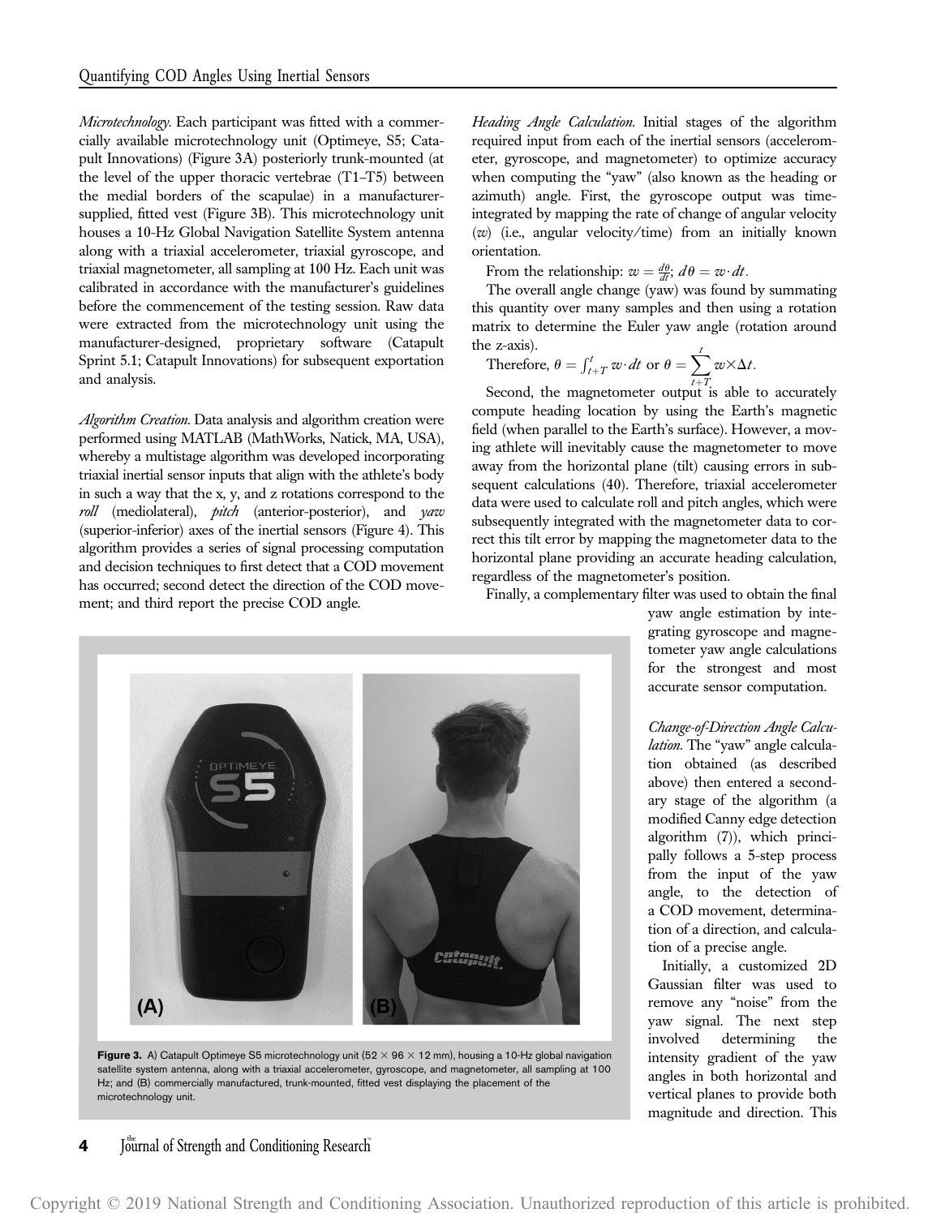*Microtechnology.* Each participant was fitted with a commercially available microtechnology unit (Optimeye, S5; Catapult Innovations) (Figure 3A) posteriorly trunk-mounted (at the level of the upper thoracic vertebrae (T1–T5) between the medial borders of the scapulae) in a manufacturer-supplied, fitted vest (Figure 3B). This microtechnology unit houses a 10-Hz Global Navigation Satellite System antenna along with a triaxial accelerometer, triaxial gyroscope, and triaxial magnetometer, all sampling at 100 Hz. Each unit was calibrated in accordance with the manufacturer's guidelines before the commencement of the testing session. Raw data were extracted from the microtechnology unit using the manufacturer-designed, proprietary software (Catapult Sprint 5.1; Catapult Innovations) for subsequent exportation and analysis.

*Algorithm Creation.* Data analysis and algorithm creation were performed using MATLAB (MathWorks, Natick, MA, USA), whereby a multistage algorithm was developed incorporating triaxial inertial sensor inputs that align with the athlete's body in such a way that the x, y, and z rotations correspond to the *roll* (mediolateral), *pitch* (anterior-posterior), and *yaw* (superior-inferior) axes of the inertial sensors (Figure 4). This algorithm provides a series of signal processing computation and decision techniques to first detect that a COD movement has occurred; second detect the direction of the COD movement; and third report the precise COD angle.

*Heading Angle Calculation.* Initial stages of the algorithm required input from each of the inertial sensors (accelerometer, gyroscope, and magnetometer) to optimize accuracy when computing the "yaw" (also known as the heading or azimuth) angle. First, the gyroscope output was time-integrated by mapping the rate of change of angular velocity ($w$) (i.e., angular velocity/time) from an initially known orientation.

From the relationship: $w = \frac{d\theta}{dt}$; $d\theta = w \cdot dt$.

The overall angle change (yaw) was found by summating this quantity over many samples and then using a rotation matrix to determine the Euler yaw angle (rotation around the z-axis).

Therefore, $\theta = \int_{t+T}^{t} w \cdot dt$ or $\theta = \sum_{t+T}^{t} w \times \Delta t$.

Second, the magnetometer output is able to accurately compute heading location by using the Earth's magnetic field (when parallel to the Earth's surface). However, a moving athlete will inevitably cause the magnetometer to move away from the horizontal plane (tilt) causing errors in subsequent calculations (40). Therefore, triaxial accelerometer data were used to calculate roll and pitch angles, which were subsequently integrated with the magnetometer data to correct this tilt error by mapping the magnetometer data to the horizontal plane providing an accurate heading calculation, regardless of the magnetometer's position.

Finally, a complementary filter was used to obtain the final yaw angle estimation by integrating gyroscope and magnetometer yaw angle calculations for the strongest and most accurate sensor computation.

*Change-of-Direction Angle Calculation.* The "yaw" angle calculation obtained (as described above) then entered a secondary stage of the algorithm (a modified Canny edge detection algorithm (7)), which principally follows a 5-step process from the input of the yaw angle, to the detection of a COD movement, determination of a direction, and calculation of a precise angle.

Initially, a customized 2D Gaussian filter was used to remove any "noise" from the yaw signal. The next step involved determining the intensity gradient of the yaw angles in both horizontal and vertical planes to provide both magnitude and direction. This

**Figure 3.** A) Catapult Optimeye S5 microtechnology unit (52 × 96 × 12 mm), housing a 10-Hz global navigation satellite system antenna, along with a triaxial accelerometer, gyroscope, and magnetometer, all sampling at 100 Hz; and (B) commercially manufactured, trunk-mounted, fitted vest displaying the placement of the microtechnology unit.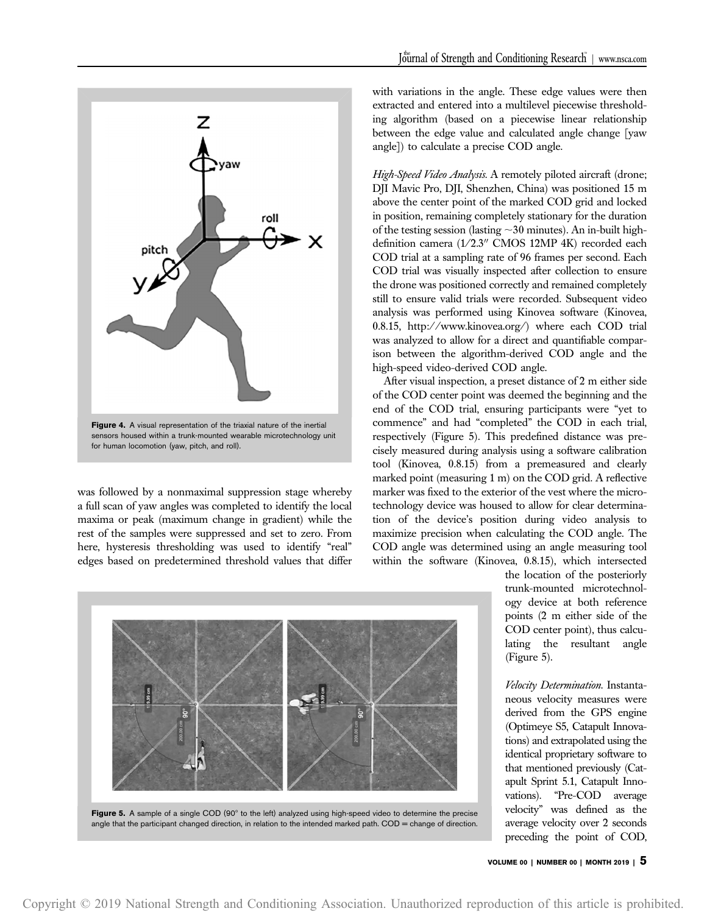Figure 4. A visual representation of the triaxial nature of the inertial sensors housed within a trunk-mounted wearable microtechnology unit for human locomotion (yaw, pitch, and roll).

was followed by a nonmaximal suppression stage whereby a full scan of yaw angles was completed to identify the local maxima or peak (maximum change in gradient) while the rest of the samples were suppressed and set to zero. From here, hysteresis thresholding was used to identify "real" edges based on predetermined threshold values that differ with variations in the angle. These edge values were then extracted and entered into a multilevel piecewise thresholding algorithm (based on a piecewise linear relationship between the edge value and calculated angle change [yaw angle]) to calculate a precise COD angle.

*High-Speed Video Analysis.* A remotely piloted aircraft (drone; DJI Mavic Pro, DJI, Shenzhen, China) was positioned 15 m above the center point of the marked COD grid and locked in position, remaining completely stationary for the duration of the testing session (lasting ~30 minutes). An in-built high-definition camera (1/2.3″ CMOS 12MP 4K) recorded each COD trial at a sampling rate of 96 frames per second. Each COD trial was visually inspected after collection to ensure the drone was positioned correctly and remained completely still to ensure valid trials were recorded. Subsequent video analysis was performed using Kinovea software (Kinovea, 0.8.15, http://www.kinovea.org/) where each COD trial was analyzed to allow for a direct and quantifiable comparison between the algorithm-derived COD angle and the high-speed video-derived COD angle.

After visual inspection, a preset distance of 2 m either side of the COD center point was deemed the beginning and the end of the COD trial, ensuring participants were "yet to commence" and had "completed" the COD in each trial, respectively (Figure 5). This predefined distance was precisely measured during analysis using a software calibration tool (Kinovea, 0.8.15) from a premeasured and clearly marked point (measuring 1 m) on the COD grid. A reflective marker was fixed to the exterior of the vest where the microtechnology device was housed to allow for clear determination of the device's position during video analysis to maximize precision when calculating the COD angle. The COD angle was determined using an angle measuring tool within the software (Kinovea, 0.8.15), which intersected the location of the posteriorly trunk-mounted microtechnology device at both reference points (2 m either side of the COD center point), thus calculating the resultant angle (Figure 5).

Figure 5. A sample of a single COD (90° to the left) analyzed using high-speed video to determine the precise angle that the participant changed direction, in relation to the intended marked path. COD = change of direction.

*Velocity Determination.* Instantaneous velocity measures were derived from the GPS engine (Optimeye S5, Catapult Innovations) and extrapolated using the identical proprietary software to that mentioned previously (Catapult Sprint 5.1, Catapult Innovations). "Pre-COD average velocity" was defined as the average velocity over 2 seconds preceding the point of COD,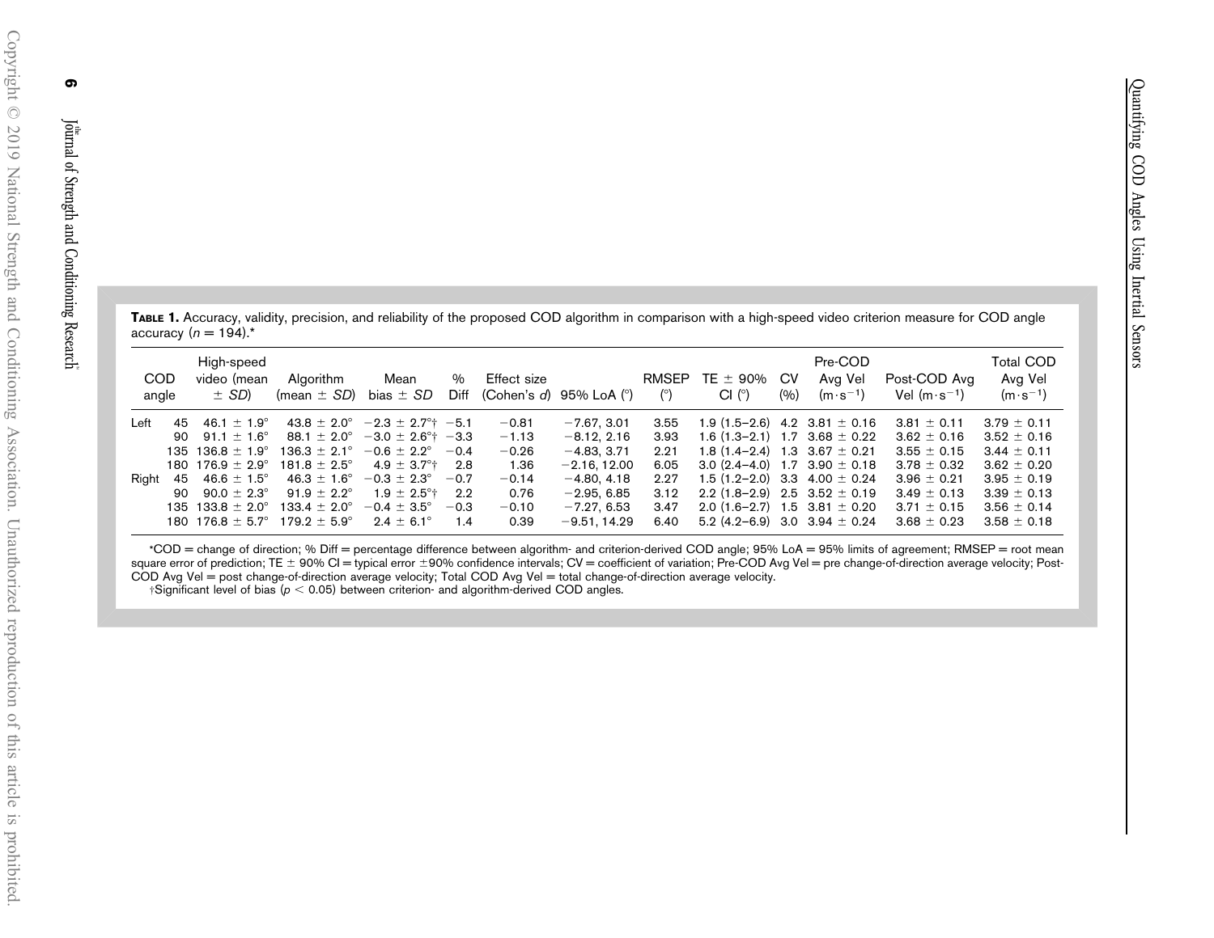**Table 1.** Accuracy, validity, precision, and reliability of the proposed COD algorithm in comparison with a high-speed video criterion measure for COD angle accuracy ($n = 194$).*

| COD angle | | High-speed video (mean ± *SD*) | Algorithm (mean ± *SD*) | Mean bias ± *SD* | % Diff | Effect size (Cohen's *d*) | 95% LoA (°) | RMSEP (°) | TE ± 90% CI (°) | CV (%) | Pre-COD Avg Vel ($m \cdot s^{-1}$) | Post-COD Avg Vel ($m \cdot s^{-1}$) | Total COD Avg Vel ($m \cdot s^{-1}$) |
|---|---|---|---|---|---|---|---|---|---|---|---|---|---|
| Left | 45 | 46.1 ± 1.9° | 43.8 ± 2.0° | −2.3 ± 2.7°† | −5.1 | −0.81 | −7.67, 3.01 | 3.55 | 1.9 (1.5–2.6) | 4.2 | 3.81 ± 0.16 | 3.81 ± 0.11 | 3.79 ± 0.11 |
| | 90 | 91.1 ± 1.6° | 88.1 ± 2.0° | −3.0 ± 2.6°† | −3.3 | −1.13 | −8.12, 2.16 | 3.93 | 1.6 (1.3–2.1) | 1.7 | 3.68 ± 0.22 | 3.62 ± 0.16 | 3.52 ± 0.16 |
| | 135 | 136.8 ± 1.9° | 136.3 ± 2.1° | −0.6 ± 2.2° | −0.4 | −0.26 | −4.83, 3.71 | 2.21 | 1.8 (1.4–2.4) | 1.3 | 3.67 ± 0.21 | 3.55 ± 0.15 | 3.44 ± 0.11 |
| | 180 | 176.9 ± 2.9° | 181.8 ± 2.5° | 4.9 ± 3.7°† | 2.8 | 1.36 | −2.16, 12.00 | 6.05 | 3.0 (2.4–4.0) | 1.7 | 3.90 ± 0.18 | 3.78 ± 0.32 | 3.62 ± 0.20 |
| Right | 45 | 46.6 ± 1.5° | 46.3 ± 1.6° | −0.3 ± 2.3° | −0.7 | −0.14 | −4.80, 4.18 | 2.27 | 1.5 (1.2–2.0) | 3.3 | 4.00 ± 0.24 | 3.96 ± 0.21 | 3.95 ± 0.19 |
| | 90 | 90.0 ± 2.3° | 91.9 ± 2.2° | 1.9 ± 2.5°† | 2.2 | 0.76 | −2.95, 6.85 | 3.12 | 2.2 (1.8–2.9) | 2.5 | 3.52 ± 0.19 | 3.49 ± 0.13 | 3.39 ± 0.13 |
| | 135 | 133.8 ± 2.0° | 133.4 ± 2.0° | −0.4 ± 3.5° | −0.3 | −0.10 | −7.27, 6.53 | 3.47 | 2.0 (1.6–2.7) | 1.5 | 3.81 ± 0.20 | 3.71 ± 0.15 | 3.56 ± 0.14 |
| | 180 | 176.8 ± 5.7° | 179.2 ± 5.9° | 2.4 ± 6.1° | 1.4 | 0.39 | −9.51, 14.29 | 6.40 | 5.2 (4.2–6.9) | 3.0 | 3.94 ± 0.24 | 3.68 ± 0.23 | 3.58 ± 0.18 |

*COD = change of direction; % Diff = percentage difference between algorithm- and criterion-derived COD angle; 95% LoA = 95% limits of agreement; RMSEP = root mean square error of prediction; TE ± 90% CI = typical error ±90% confidence intervals; CV = coefficient of variation; Pre-COD Avg Vel = pre change-of-direction average velocity; Post-COD Avg Vel = post change-of-direction average velocity; Total COD Avg Vel = total change-of-direction average velocity.

†Significant level of bias ($p < 0.05$) between criterion- and algorithm-derived COD angles.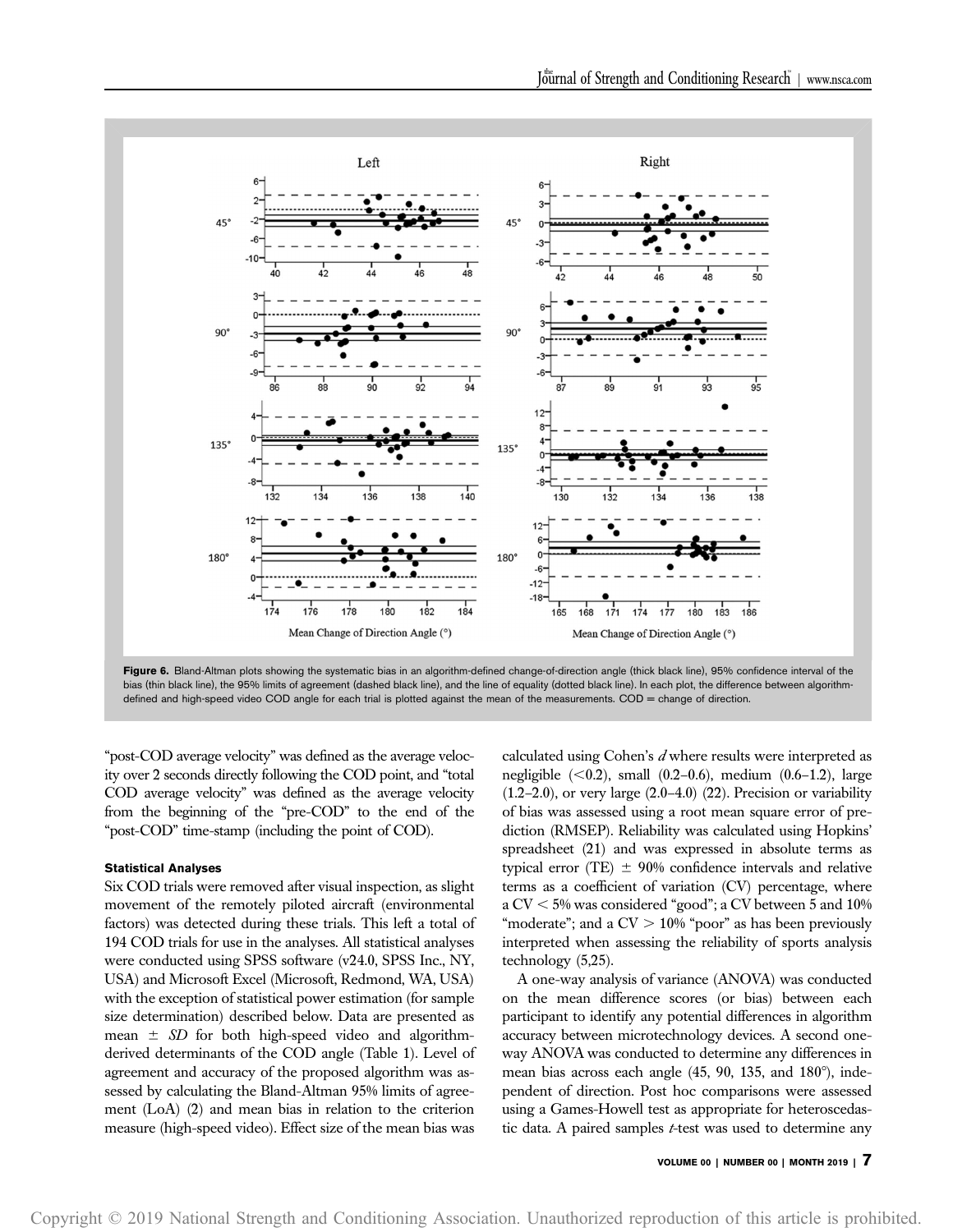Figure 6. Bland-Altman plots showing the systematic bias in an algorithm-defined change-of-direction angle (thick black line), 95% confidence interval of the bias (thin black line), the 95% limits of agreement (dashed black line), and the line of equality (dotted black line). In each plot, the difference between algorithm-defined and high-speed video COD angle for each trial is plotted against the mean of the measurements. COD = change of direction.

"post-COD average velocity" was defined as the average velocity over 2 seconds directly following the COD point, and "total COD average velocity" was defined as the average velocity from the beginning of the "pre-COD" to the end of the "post-COD" time-stamp (including the point of COD).

#### Statistical Analyses

Six COD trials were removed after visual inspection, as slight movement of the remotely piloted aircraft (environmental factors) was detected during these trials. This left a total of 194 COD trials for use in the analyses. All statistical analyses were conducted using SPSS software (v24.0, SPSS Inc., NY, USA) and Microsoft Excel (Microsoft, Redmond, WA, USA) with the exception of statistical power estimation (for sample size determination) described below. Data are presented as mean $\pm$ *SD* for both high-speed video and algorithm-derived determinants of the COD angle (Table 1). Level of agreement and accuracy of the proposed algorithm was assessed by calculating the Bland-Altman 95% limits of agreement (LoA) (2) and mean bias in relation to the criterion measure (high-speed video). Effect size of the mean bias was calculated using Cohen's *d* where results were interpreted as negligible (<0.2), small (0.2–0.6), medium (0.6–1.2), large (1.2–2.0), or very large (2.0–4.0) (22). Precision or variability of bias was assessed using a root mean square error of prediction (RMSEP). Reliability was calculated using Hopkins' spreadsheet (21) and was expressed in absolute terms as typical error (TE) $\pm$ 90% confidence intervals and relative terms as a coefficient of variation (CV) percentage, where a CV < 5% was considered "good"; a CV between 5 and 10% "moderate"; and a CV > 10% "poor" as has been previously interpreted when assessing the reliability of sports analysis technology (5,25).

A one-way analysis of variance (ANOVA) was conducted on the mean difference scores (or bias) between each participant to identify any potential differences in algorithm accuracy between microtechnology devices. A second one-way ANOVA was conducted to determine any differences in mean bias across each angle (45, 90, 135, and 180°), independent of direction. Post hoc comparisons were assessed using a Games-Howell test as appropriate for heteroscedastic data. A paired samples *t*-test was used to determine any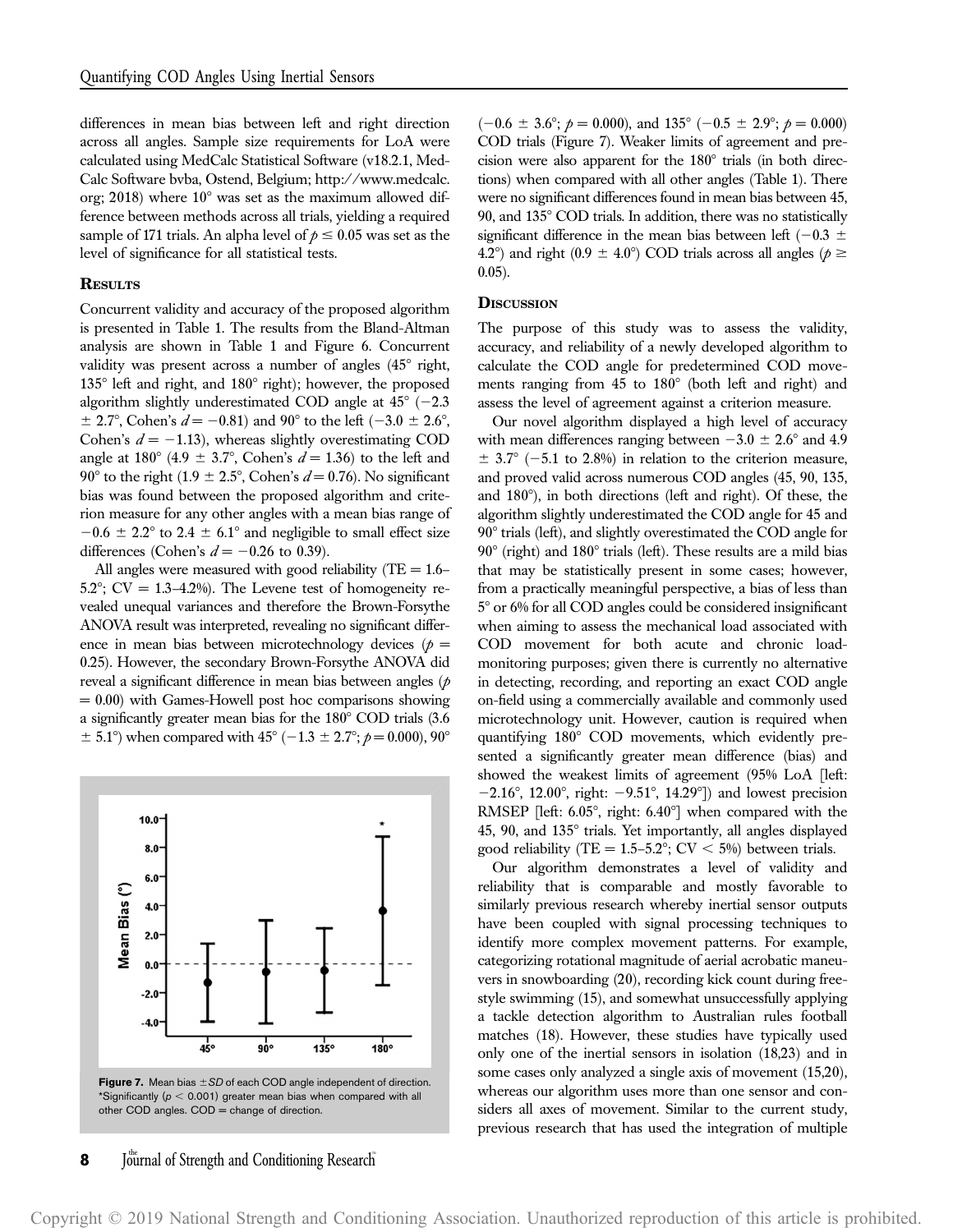differences in mean bias between left and right direction across all angles. Sample size requirements for LoA were calculated using MedCalc Statistical Software (v18.2.1, MedCalc Software bvba, Ostend, Belgium; http://www.medcalc.org; 2018) where 10° was set as the maximum allowed difference between methods across all trials, yielding a required sample of 171 trials. An alpha level of $p \leq 0.05$ was set as the level of significance for all statistical tests.

## Results

Concurrent validity and accuracy of the proposed algorithm is presented in Table 1. The results from the Bland-Altman analysis are shown in Table 1 and Figure 6. Concurrent validity was present across a number of angles (45° right, 135° left and right, and 180° right); however, the proposed algorithm slightly underestimated COD angle at 45° (−2.3 ± 2.7°, Cohen's $d = -0.81$) and 90° to the left (−3.0 ± 2.6°, Cohen's $d = -1.13$), whereas slightly overestimating COD angle at 180° (4.9 ± 3.7°, Cohen's $d = 1.36$) to the left and 90° to the right (1.9 ± 2.5°, Cohen's $d = 0.76$). No significant bias was found between the proposed algorithm and criterion measure for any other angles with a mean bias range of −0.6 ± 2.2° to 2.4 ± 6.1° and negligible to small effect size differences (Cohen's $d = -0.26$ to 0.39).

All angles were measured with good reliability (TE = 1.6–5.2°; CV = 1.3–4.2%). The Levene test of homogeneity revealed unequal variances and therefore the Brown-Forsythe ANOVA result was interpreted, revealing no significant difference in mean bias between microtechnology devices ($p = 0.25$). However, the secondary Brown-Forsythe ANOVA did reveal a significant difference in mean bias between angles ($p = 0.00$) with Games-Howell post hoc comparisons showing a significantly greater mean bias for the 180° COD trials (3.6 ± 5.1°) when compared with 45° (−1.3 ± 2.7°; $p = 0.000$), 90° (−0.6 ± 3.6°; $p = 0.000$), and 135° (−0.5 ± 2.9°; $p = 0.000$) COD trials (Figure 7). Weaker limits of agreement and precision were also apparent for the 180° trials (in both directions) when compared with all other angles (Table 1). There were no significant differences found in mean bias between 45, 90, and 135° COD trials. In addition, there was no statistically significant difference in the mean bias between left (−0.3 ± 4.2°) and right (0.9 ± 4.0°) COD trials across all angles ($p \geq 0.05$).

**Figure 7.** Mean bias ±*SD* of each COD angle independent of direction. *Significantly ($p < 0.001$) greater mean bias when compared with all other COD angles. COD = change of direction.

## Discussion

The purpose of this study was to assess the validity, accuracy, and reliability of a newly developed algorithm to calculate the COD angle for predetermined COD movements ranging from 45 to 180° (both left and right) and assess the level of agreement against a criterion measure.

Our novel algorithm displayed a high level of accuracy with mean differences ranging between −3.0 ± 2.6° and 4.9 ± 3.7° (−5.1 to 2.8%) in relation to the criterion measure, and proved valid across numerous COD angles (45, 90, 135, and 180°), in both directions (left and right). Of these, the algorithm slightly underestimated the COD angle for 45 and 90° trials (left), and slightly overestimated the COD angle for 90° (right) and 180° trials (left). These results are a mild bias that may be statistically present in some cases; however, from a practically meaningful perspective, a bias of less than 5° or 6% for all COD angles could be considered insignificant when aiming to assess the mechanical load associated with COD movement for both acute and chronic load-monitoring purposes; given there is currently no alternative in detecting, recording, and reporting an exact COD angle on-field using a commercially available and commonly used microtechnology unit. However, caution is required when quantifying 180° COD movements, which evidently presented a significantly greater mean difference (bias) and showed the weakest limits of agreement (95% LoA [left: −2.16°, 12.00°, right: −9.51°, 14.29°]) and lowest precision RMSEP [left: 6.05°, right: 6.40°] when compared with the 45, 90, and 135° trials. Yet importantly, all angles displayed good reliability (TE = 1.5–5.2°; CV < 5%) between trials.

Our algorithm demonstrates a level of validity and reliability that is comparable and mostly favorable to similarly previous research whereby inertial sensor outputs have been coupled with signal processing techniques to identify more complex movement patterns. For example, categorizing rotational magnitude of aerial acrobatic maneuvers in snowboarding (20), recording kick count during freestyle swimming (15), and somewhat unsuccessfully applying a tackle detection algorithm to Australian rules football matches (18). However, these studies have typically used only one of the inertial sensors in isolation (18,23) and in some cases only analyzed a single axis of movement (15,20), whereas our algorithm uses more than one sensor and considers all axes of movement. Similar to the current study, previous research that has used the integration of multiple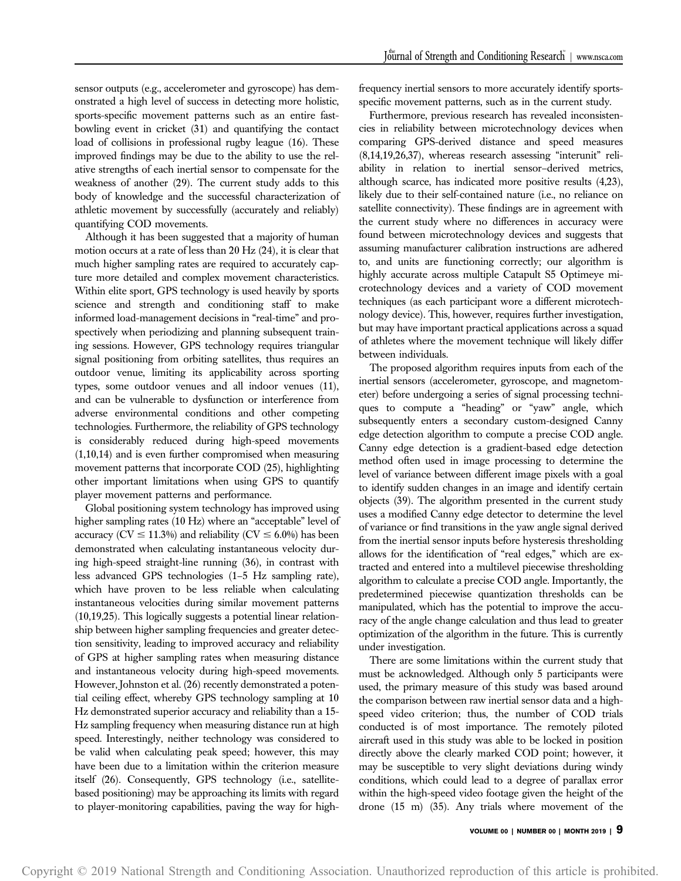sensor outputs (e.g., accelerometer and gyroscope) has demonstrated a high level of success in detecting more holistic, sports-specific movement patterns such as an entire fast-bowling event in cricket (31) and quantifying the contact load of collisions in professional rugby league (16). These improved findings may be due to the ability to use the relative strengths of each inertial sensor to compensate for the weakness of another (29). The current study adds to this body of knowledge and the successful characterization of athletic movement by successfully (accurately and reliably) quantifying COD movements.

Although it has been suggested that a majority of human motion occurs at a rate of less than 20 Hz (24), it is clear that much higher sampling rates are required to accurately capture more detailed and complex movement characteristics. Within elite sport, GPS technology is used heavily by sports science and strength and conditioning staff to make informed load-management decisions in "real-time" and prospectively when periodizing and planning subsequent training sessions. However, GPS technology requires triangular signal positioning from orbiting satellites, thus requires an outdoor venue, limiting its applicability across sporting types, some outdoor venues and all indoor venues (11), and can be vulnerable to dysfunction or interference from adverse environmental conditions and other competing technologies. Furthermore, the reliability of GPS technology is considerably reduced during high-speed movements (1,10,14) and is even further compromised when measuring movement patterns that incorporate COD (25), highlighting other important limitations when using GPS to quantify player movement patterns and performance.

Global positioning system technology has improved using higher sampling rates (10 Hz) where an "acceptable" level of accuracy (CV $\leq$ 11.3%) and reliability (CV $\leq$ 6.0%) has been demonstrated when calculating instantaneous velocity during high-speed straight-line running (36), in contrast with less advanced GPS technologies (1–5 Hz sampling rate), which have proven to be less reliable when calculating instantaneous velocities during similar movement patterns (10,19,25). This logically suggests a potential linear relationship between higher sampling frequencies and greater detection sensitivity, leading to improved accuracy and reliability of GPS at higher sampling rates when measuring distance and instantaneous velocity during high-speed movements. However, Johnston et al. (26) recently demonstrated a potential ceiling effect, whereby GPS technology sampling at 10 Hz demonstrated superior accuracy and reliability than a 15-Hz sampling frequency when measuring distance run at high speed. Interestingly, neither technology was considered to be valid when calculating peak speed; however, this may have been due to a limitation within the criterion measure itself (26). Consequently, GPS technology (i.e., satellite-based positioning) may be approaching its limits with regard to player-monitoring capabilities, paving the way for high-frequency inertial sensors to more accurately identify sports-specific movement patterns, such as in the current study.

Furthermore, previous research has revealed inconsistencies in reliability between microtechnology devices when comparing GPS-derived distance and speed measures (8,14,19,26,37), whereas research assessing "interunit" reliability in relation to inertial sensor–derived metrics, although scarce, has indicated more positive results (4,23), likely due to their self-contained nature (i.e., no reliance on satellite connectivity). These findings are in agreement with the current study where no differences in accuracy were found between microtechnology devices and suggests that assuming manufacturer calibration instructions are adhered to, and units are functioning correctly; our algorithm is highly accurate across multiple Catapult S5 Optimeye microtechnology devices and a variety of COD movement techniques (as each participant wore a different microtechnology device). This, however, requires further investigation, but may have important practical applications across a squad of athletes where the movement technique will likely differ between individuals.

The proposed algorithm requires inputs from each of the inertial sensors (accelerometer, gyroscope, and magnetometer) before undergoing a series of signal processing techniques to compute a "heading" or "yaw" angle, which subsequently enters a secondary custom-designed Canny edge detection algorithm to compute a precise COD angle. Canny edge detection is a gradient-based edge detection method often used in image processing to determine the level of variance between different image pixels with a goal to identify sudden changes in an image and identify certain objects (39). The algorithm presented in the current study uses a modified Canny edge detector to determine the level of variance or find transitions in the yaw angle signal derived from the inertial sensor inputs before hysteresis thresholding allows for the identification of "real edges," which are extracted and entered into a multilevel piecewise thresholding algorithm to calculate a precise COD angle. Importantly, the predetermined piecewise quantization thresholds can be manipulated, which has the potential to improve the accuracy of the angle change calculation and thus lead to greater optimization of the algorithm in the future. This is currently under investigation.

There are some limitations within the current study that must be acknowledged. Although only 5 participants were used, the primary measure of this study was based around the comparison between raw inertial sensor data and a high-speed video criterion; thus, the number of COD trials conducted is of most importance. The remotely piloted aircraft used in this study was able to be locked in position directly above the clearly marked COD point; however, it may be susceptible to very slight deviations during windy conditions, which could lead to a degree of parallax error within the high-speed video footage given the height of the drone (15 m) (35). Any trials where movement of the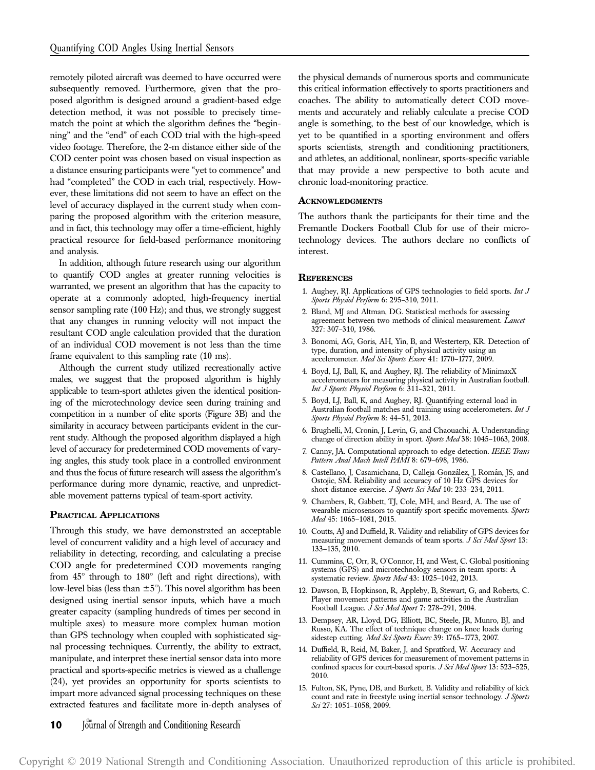remotely piloted aircraft was deemed to have occurred were subsequently removed. Furthermore, given that the proposed algorithm is designed around a gradient-based edge detection method, it was not possible to precisely time-match the point at which the algorithm defines the "beginning" and the "end" of each COD trial with the high-speed video footage. Therefore, the 2-m distance either side of the COD center point was chosen based on visual inspection as a distance ensuring participants were "yet to commence" and had "completed" the COD in each trial, respectively. However, these limitations did not seem to have an effect on the level of accuracy displayed in the current study when comparing the proposed algorithm with the criterion measure, and in fact, this technology may offer a time-efficient, highly practical resource for field-based performance monitoring and analysis.

In addition, although future research using our algorithm to quantify COD angles at greater running velocities is warranted, we present an algorithm that has the capacity to operate at a commonly adopted, high-frequency inertial sensor sampling rate (100 Hz); and thus, we strongly suggest that any changes in running velocity will not impact the resultant COD angle calculation provided that the duration of an individual COD movement is not less than the time frame equivalent to this sampling rate (10 ms).

Although the current study utilized recreationally active males, we suggest that the proposed algorithm is highly applicable to team-sport athletes given the identical positioning of the microtechnology device seen during training and competition in a number of elite sports (Figure 3B) and the similarity in accuracy between participants evident in the current study. Although the proposed algorithm displayed a high level of accuracy for predetermined COD movements of varying angles, this study took place in a controlled environment and thus the focus of future research will assess the algorithm's performance during more dynamic, reactive, and unpredictable movement patterns typical of team-sport activity.

## Practical Applications

Through this study, we have demonstrated an acceptable level of concurrent validity and a high level of accuracy and reliability in detecting, recording, and calculating a precise COD angle for predetermined COD movements ranging from 45° through to 180° (left and right directions), with low-level bias (less than ±5°). This novel algorithm has been designed using inertial sensor inputs, which have a much greater capacity (sampling hundreds of times per second in multiple axes) to measure more complex human motion than GPS technology when coupled with sophisticated signal processing techniques. Currently, the ability to extract, manipulate, and interpret these inertial sensor data into more practical and sports-specific metrics is viewed as a challenge (24), yet provides an opportunity for sports scientists to impart more advanced signal processing techniques on these extracted features and facilitate more in-depth analyses of the physical demands of numerous sports and communicate this critical information effectively to sports practitioners and coaches. The ability to automatically detect COD movements and accurately and reliably calculate a precise COD angle is something, to the best of our knowledge, which is yet to be quantified in a sporting environment and offers sports scientists, strength and conditioning practitioners, and athletes, an additional, nonlinear, sports-specific variable that may provide a new perspective to both acute and chronic load-monitoring practice.

## Acknowledgments

The authors thank the participants for their time and the Fremantle Dockers Football Club for use of their microtechnology devices. The authors declare no conflicts of interest.

## References

1. Aughey, RJ. Applications of GPS technologies to field sports. *Int J Sports Physiol Perform* 6: 295–310, 2011.
2. Bland, MJ and Altman, DG. Statistical methods for assessing agreement between two methods of clinical measurement. *Lancet* 327: 307–310, 1986.
3. Bonomi, AG, Goris, AH, Yin, B, and Westerterp, KR. Detection of type, duration, and intensity of physical activity using an accelerometer. *Med Sci Sports Exerc* 41: 1770–1777, 2009.
4. Boyd, LJ, Ball, K, and Aughey, RJ. The reliability of MinimaxX accelerometers for measuring physical activity in Australian football. *Int J Sports Physiol Perform* 6: 311–321, 2011.
5. Boyd, LJ, Ball, K, and Aughey, RJ. Quantifying external load in Australian football matches and training using accelerometers. *Int J Sports Physiol Perform* 8: 44–51, 2013.
6. Brughelli, M, Cronin, J, Levin, G, and Chaouachi, A. Understanding change of direction ability in sport. *Sports Med* 38: 1045–1063, 2008.
7. Canny, JA. Computational approach to edge detection. *IEEE Trans Pattern Anal Mach Intell PAMI* 8: 679–698, 1986.
8. Castellano, J, Casamichana, D, Calleja-González, J, Román, JS, and Ostojic, SM. Reliability and accuracy of 10 Hz GPS devices for short-distance exercise. *J Sports Sci Med* 10: 233–234, 2011.
9. Chambers, R, Gabbett, TJ, Cole, MH, and Beard, A. The use of wearable microsensors to quantify sport-specific movements. *Sports Med* 45: 1065–1081, 2015.
10. Coutts, AJ and Duffield, R. Validity and reliability of GPS devices for measuring movement demands of team sports. *J Sci Med Sport* 13: 133–135, 2010.
11. Cummins, C, Orr, R, O'Connor, H, and West, C. Global positioning systems (GPS) and microtechnology sensors in team sports: A systematic review. *Sports Med* 43: 1025–1042, 2013.
12. Dawson, B, Hopkinson, R, Appleby, B, Stewart, G, and Roberts, C. Player movement patterns and game activities in the Australian Football League. *J Sci Med Sport* 7: 278–291, 2004.
13. Dempsey, AR, Lloyd, DG, Elliott, BC, Steele, JR, Munro, BJ, and Russo, KA. The effect of technique change on knee loads during sidestep cutting. *Med Sci Sports Exerc* 39: 1765–1773, 2007.
14. Duffield, R, Reid, M, Baker, J, and Spratford, W. Accuracy and reliability of GPS devices for measurement of movement patterns in confined spaces for court-based sports. *J Sci Med Sport* 13: 523–525, 2010.
15. Fulton, SK, Pyne, DB, and Burkett, B. Validity and reliability of kick count and rate in freestyle using inertial sensor technology. *J Sports Sci* 27: 1051–1058, 2009.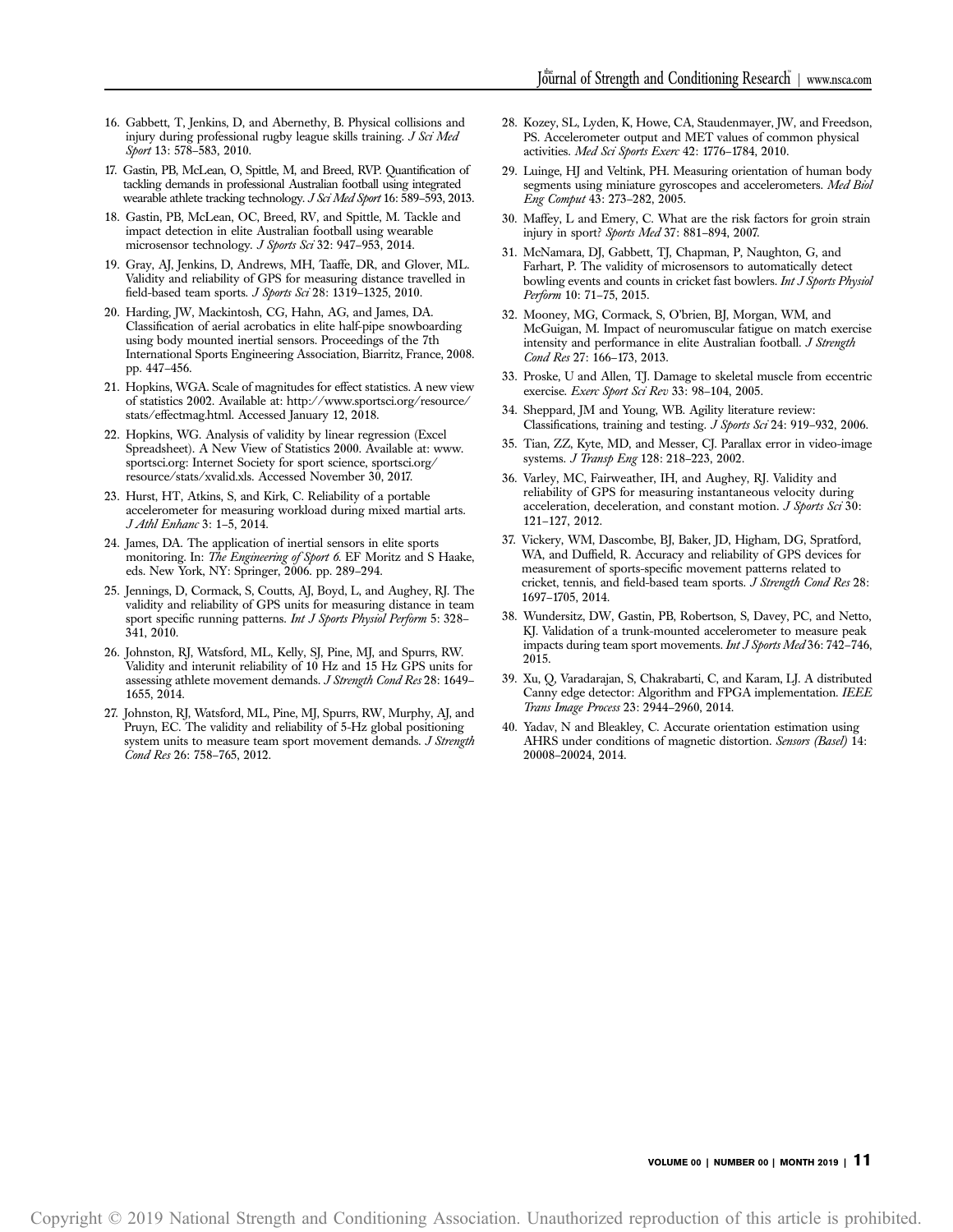16. Gabbett, T, Jenkins, D, and Abernethy, B. Physical collisions and injury during professional rugby league skills training. *J Sci Med Sport* 13: 578–583, 2010.
17. Gastin, PB, McLean, O, Spittle, M, and Breed, RVP. Quantification of tackling demands in professional Australian football using integrated wearable athlete tracking technology. *J Sci Med Sport* 16: 589–593, 2013.
18. Gastin, PB, McLean, OC, Breed, RV, and Spittle, M. Tackle and impact detection in elite Australian football using wearable microsensor technology. *J Sports Sci* 32: 947–953, 2014.
19. Gray, AJ, Jenkins, D, Andrews, MH, Taaffe, DR, and Glover, ML. Validity and reliability of GPS for measuring distance travelled in field-based team sports. *J Sports Sci* 28: 1319–1325, 2010.
20. Harding, JW, Mackintosh, CG, Hahn, AG, and James, DA. Classification of aerial acrobatics in elite half-pipe snowboarding using body mounted inertial sensors. Proceedings of the 7th International Sports Engineering Association, Biarritz, France, 2008. pp. 447–456.
21. Hopkins, WGA. Scale of magnitudes for effect statistics. A new view of statistics 2002. Available at: http://www.sportsci.org/resource/stats/effectmag.html. Accessed January 12, 2018.
22. Hopkins, WG. Analysis of validity by linear regression (Excel Spreadsheet). A New View of Statistics 2000. Available at: www.sportsci.org: Internet Society for sport science, sportsci.org/resource/stats/xvalid.xls. Accessed November 30, 2017.
23. Hurst, HT, Atkins, S, and Kirk, C. Reliability of a portable accelerometer for measuring workload during mixed martial arts. *J Athl Enhanc* 3: 1–5, 2014.
24. James, DA. The application of inertial sensors in elite sports monitoring. In: *The Engineering of Sport 6*. EF Moritz and S Haake, eds. New York, NY: Springer, 2006. pp. 289–294.
25. Jennings, D, Cormack, S, Coutts, AJ, Boyd, L, and Aughey, RJ. The validity and reliability of GPS units for measuring distance in team sport specific running patterns. *Int J Sports Physiol Perform* 5: 328–341, 2010.
26. Johnston, RJ, Watsford, ML, Kelly, SJ, Pine, MJ, and Spurrs, RW. Validity and interunit reliability of 10 Hz and 15 Hz GPS units for assessing athlete movement demands. *J Strength Cond Res* 28: 1649–1655, 2014.
27. Johnston, RJ, Watsford, ML, Pine, MJ, Spurrs, RW, Murphy, AJ, and Pruyn, EC. The validity and reliability of 5-Hz global positioning system units to measure team sport movement demands. *J Strength Cond Res* 26: 758–765, 2012.
28. Kozey, SL, Lyden, K, Howe, CA, Staudenmayer, JW, and Freedson, PS. Accelerometer output and MET values of common physical activities. *Med Sci Sports Exerc* 42: 1776–1784, 2010.
29. Luinge, HJ and Veltink, PH. Measuring orientation of human body segments using miniature gyroscopes and accelerometers. *Med Biol Eng Comput* 43: 273–282, 2005.
30. Maffey, L and Emery, C. What are the risk factors for groin strain injury in sport? *Sports Med* 37: 881–894, 2007.
31. McNamara, DJ, Gabbett, TJ, Chapman, P, Naughton, G, and Farhart, P. The validity of microsensors to automatically detect bowling events and counts in cricket fast bowlers. *Int J Sports Physiol Perform* 10: 71–75, 2015.
32. Mooney, MG, Cormack, S, O'brien, BJ, Morgan, WM, and McGuigan, M. Impact of neuromuscular fatigue on match exercise intensity and performance in elite Australian football. *J Strength Cond Res* 27: 166–173, 2013.
33. Proske, U and Allen, TJ. Damage to skeletal muscle from eccentric exercise. *Exerc Sport Sci Rev* 33: 98–104, 2005.
34. Sheppard, JM and Young, WB. Agility literature review: Classifications, training and testing. *J Sports Sci* 24: 919–932, 2006.
35. Tian, ZZ, Kyte, MD, and Messer, CJ. Parallax error in video-image systems. *J Transp Eng* 128: 218–223, 2002.
36. Varley, MC, Fairweather, IH, and Aughey, RJ. Validity and reliability of GPS for measuring instantaneous velocity during acceleration, deceleration, and constant motion. *J Sports Sci* 30: 121–127, 2012.
37. Vickery, WM, Dascombe, BJ, Baker, JD, Higham, DG, Spratford, WA, and Duffield, R. Accuracy and reliability of GPS devices for measurement of sports-specific movement patterns related to cricket, tennis, and field-based team sports. *J Strength Cond Res* 28: 1697–1705, 2014.
38. Wundersitz, DW, Gastin, PB, Robertson, S, Davey, PC, and Netto, KJ. Validation of a trunk-mounted accelerometer to measure peak impacts during team sport movements. *Int J Sports Med* 36: 742–746, 2015.
39. Xu, Q, Varadarajan, S, Chakrabarti, C, and Karam, LJ. A distributed Canny edge detector: Algorithm and FPGA implementation. *IEEE Trans Image Process* 23: 2944–2960, 2014.
40. Yadav, N and Bleakley, C. Accurate orientation estimation using AHRS under conditions of magnetic distortion. *Sensors (Basel)* 14: 20008–20024, 2014.

Copyright © 2019 National Strength and Conditioning Association. Unauthorized reproduction of this article is prohibited.